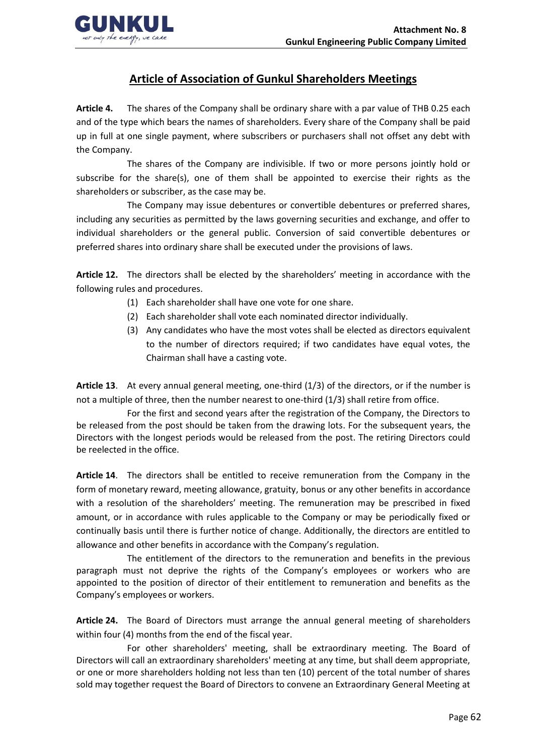## Article of Association of Gunkul Shareholders Meetings

**Article 4.** The shares of the Company shall be ordinary share with a par value of THB 0.25 each and of the type which bears the names of shareholders. Every share of the Company shall be paid up in full at one single payment, where subscribers or purchasers shall not offset any debt with the Company.

The shares of the Company are indivisible. If two or more persons jointly hold or subscribe for the share(s), one of them shall be appointed to exercise their rights as the shareholders or subscriber, as the case may be.

The Company may issue debentures or convertible debentures or preferred shares, including any securities as permitted by the laws governing securities and exchange, and offer to individual shareholders or the general public. Conversion of said convertible debentures or preferred shares into ordinary share shall be executed under the provisions of laws.

**Article 12.** The directors shall be elected by the shareholders' meeting in accordance with the following rules and procedures.

(1) Each shareholder shall have one vote for one share.
(2) Each shareholder shall vote each nominated director individually.
(3) Any candidates who have the most votes shall be elected as directors equivalent to the number of directors required; if two candidates have equal votes, the Chairman shall have a casting vote.

**Article 13**. At every annual general meeting, one-third (1/3) of the directors, or if the number is not a multiple of three, then the number nearest to one-third (1/3) shall retire from office.

For the first and second years after the registration of the Company, the Directors to be released from the post should be taken from the drawing lots. For the subsequent years, the Directors with the longest periods would be released from the post. The retiring Directors could be reelected in the office.

**Article 14**. The directors shall be entitled to receive remuneration from the Company in the form of monetary reward, meeting allowance, gratuity, bonus or any other benefits in accordance with a resolution of the shareholders' meeting. The remuneration may be prescribed in fixed amount, or in accordance with rules applicable to the Company or may be periodically fixed or continually basis until there is further notice of change. Additionally, the directors are entitled to allowance and other benefits in accordance with the Company's regulation.

The entitlement of the directors to the remuneration and benefits in the previous paragraph must not deprive the rights of the Company's employees or workers who are appointed to the position of director of their entitlement to remuneration and benefits as the Company's employees or workers.

**Article 24.** The Board of Directors must arrange the annual general meeting of shareholders within four (4) months from the end of the fiscal year.

For other shareholders' meeting, shall be extraordinary meeting. The Board of Directors will call an extraordinary shareholders' meeting at any time, but shall deem appropriate, or one or more shareholders holding not less than ten (10) percent of the total number of shares sold may together request the Board of Directors to convene an Extraordinary General Meeting at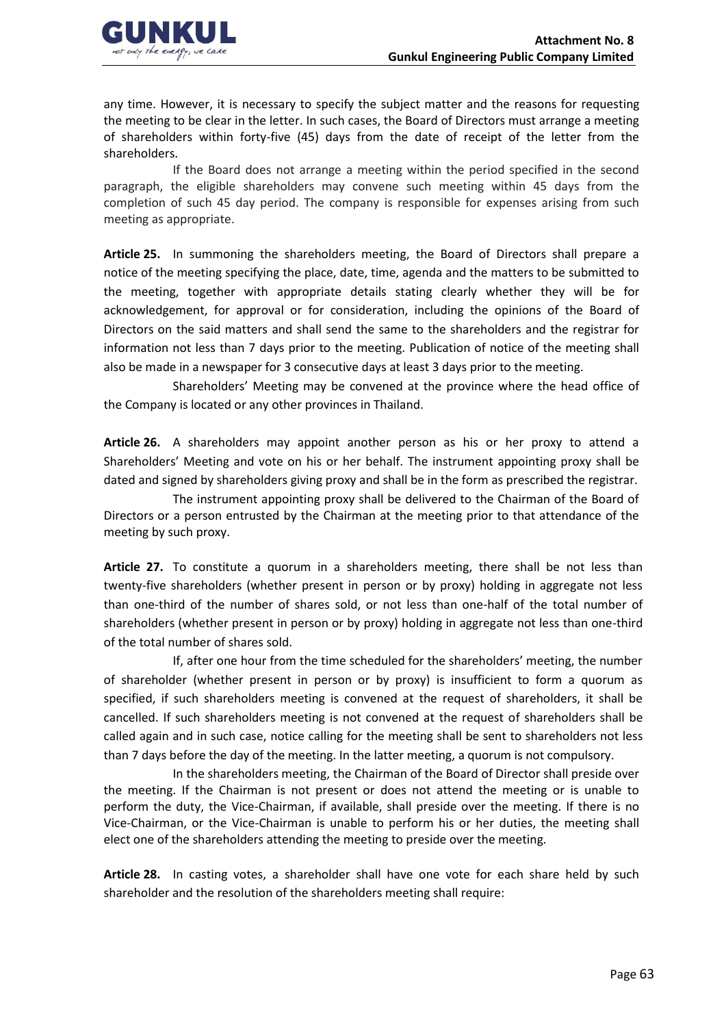any time. However, it is necessary to specify the subject matter and the reasons for requesting the meeting to be clear in the letter. In such cases, the Board of Directors must arrange a meeting of shareholders within forty-five (45) days from the date of receipt of the letter from the shareholders.

If the Board does not arrange a meeting within the period specified in the second paragraph, the eligible shareholders may convene such meeting within 45 days from the completion of such 45 day period. The company is responsible for expenses arising from such meeting as appropriate.

**Article 25.** In summoning the shareholders meeting, the Board of Directors shall prepare a notice of the meeting specifying the place, date, time, agenda and the matters to be submitted to the meeting, together with appropriate details stating clearly whether they will be for acknowledgement, for approval or for consideration, including the opinions of the Board of Directors on the said matters and shall send the same to the shareholders and the registrar for information not less than 7 days prior to the meeting. Publication of notice of the meeting shall also be made in a newspaper for 3 consecutive days at least 3 days prior to the meeting.

Shareholders' Meeting may be convened at the province where the head office of the Company is located or any other provinces in Thailand.

**Article 26.** A shareholders may appoint another person as his or her proxy to attend a Shareholders' Meeting and vote on his or her behalf. The instrument appointing proxy shall be dated and signed by shareholders giving proxy and shall be in the form as prescribed the registrar.

The instrument appointing proxy shall be delivered to the Chairman of the Board of Directors or a person entrusted by the Chairman at the meeting prior to that attendance of the meeting by such proxy.

**Article 27.** To constitute a quorum in a shareholders meeting, there shall be not less than twenty-five shareholders (whether present in person or by proxy) holding in aggregate not less than one-third of the number of shares sold, or not less than one-half of the total number of shareholders (whether present in person or by proxy) holding in aggregate not less than one-third of the total number of shares sold.

If, after one hour from the time scheduled for the shareholders' meeting, the number of shareholder (whether present in person or by proxy) is insufficient to form a quorum as specified, if such shareholders meeting is convened at the request of shareholders, it shall be cancelled. If such shareholders meeting is not convened at the request of shareholders shall be called again and in such case, notice calling for the meeting shall be sent to shareholders not less than 7 days before the day of the meeting. In the latter meeting, a quorum is not compulsory.

In the shareholders meeting, the Chairman of the Board of Director shall preside over the meeting. If the Chairman is not present or does not attend the meeting or is unable to perform the duty, the Vice-Chairman, if available, shall preside over the meeting. If there is no Vice-Chairman, or the Vice-Chairman is unable to perform his or her duties, the meeting shall elect one of the shareholders attending the meeting to preside over the meeting.

**Article 28.** In casting votes, a shareholder shall have one vote for each share held by such shareholder and the resolution of the shareholders meeting shall require: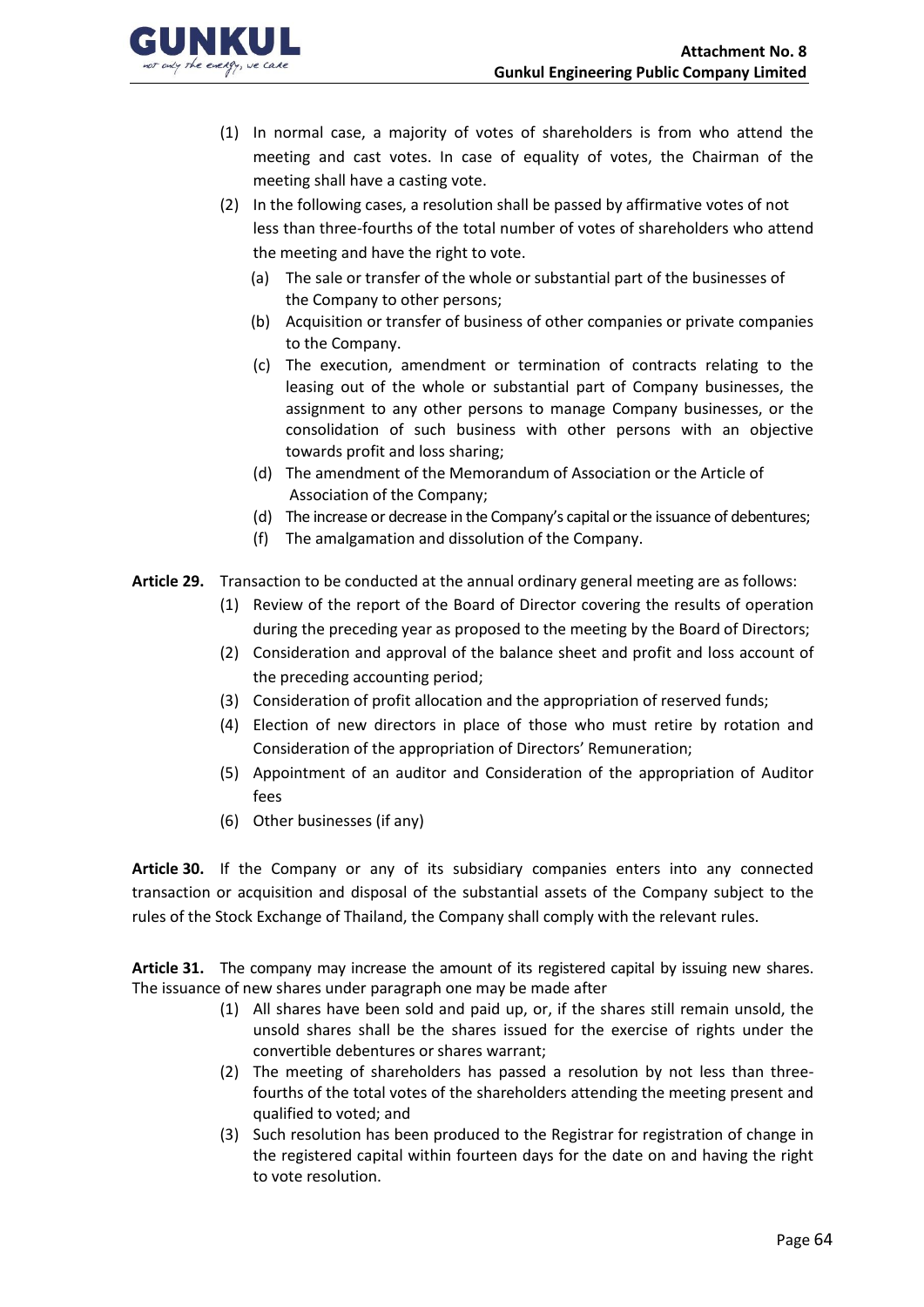(1) In normal case, a majority of votes of shareholders is from who attend the meeting and cast votes. In case of equality of votes, the Chairman of the meeting shall have a casting vote.

(2) In the following cases, a resolution shall be passed by affirmative votes of not less than three-fourths of the total number of votes of shareholders who attend the meeting and have the right to vote.

   (a) The sale or transfer of the whole or substantial part of the businesses of the Company to other persons;

   (b) Acquisition or transfer of business of other companies or private companies to the Company.

   (c) The execution, amendment or termination of contracts relating to the leasing out of the whole or substantial part of Company businesses, the assignment to any other persons to manage Company businesses, or the consolidation of such business with other persons with an objective towards profit and loss sharing;

   (d) The amendment of the Memorandum of Association or the Article of Association of the Company;

   (d) The increase or decrease in the Company's capital or the issuance of debentures;

   (f) The amalgamation and dissolution of the Company.

**Article 29.** Transaction to be conducted at the annual ordinary general meeting are as follows:

(1) Review of the report of the Board of Director covering the results of operation during the preceding year as proposed to the meeting by the Board of Directors;

(2) Consideration and approval of the balance sheet and profit and loss account of the preceding accounting period;

(3) Consideration of profit allocation and the appropriation of reserved funds;

(4) Election of new directors in place of those who must retire by rotation and Consideration of the appropriation of Directors' Remuneration;

(5) Appointment of an auditor and Consideration of the appropriation of Auditor fees

(6) Other businesses (if any)

**Article 30.** If the Company or any of its subsidiary companies enters into any connected transaction or acquisition and disposal of the substantial assets of the Company subject to the rules of the Stock Exchange of Thailand, the Company shall comply with the relevant rules.

**Article 31.** The company may increase the amount of its registered capital by issuing new shares. The issuance of new shares under paragraph one may be made after

(1) All shares have been sold and paid up, or, if the shares still remain unsold, the unsold shares shall be the shares issued for the exercise of rights under the convertible debentures or shares warrant;

(2) The meeting of shareholders has passed a resolution by not less than three-fourths of the total votes of the shareholders attending the meeting present and qualified to voted; and

(3) Such resolution has been produced to the Registrar for registration of change in the registered capital within fourteen days for the date on and having the right to vote resolution.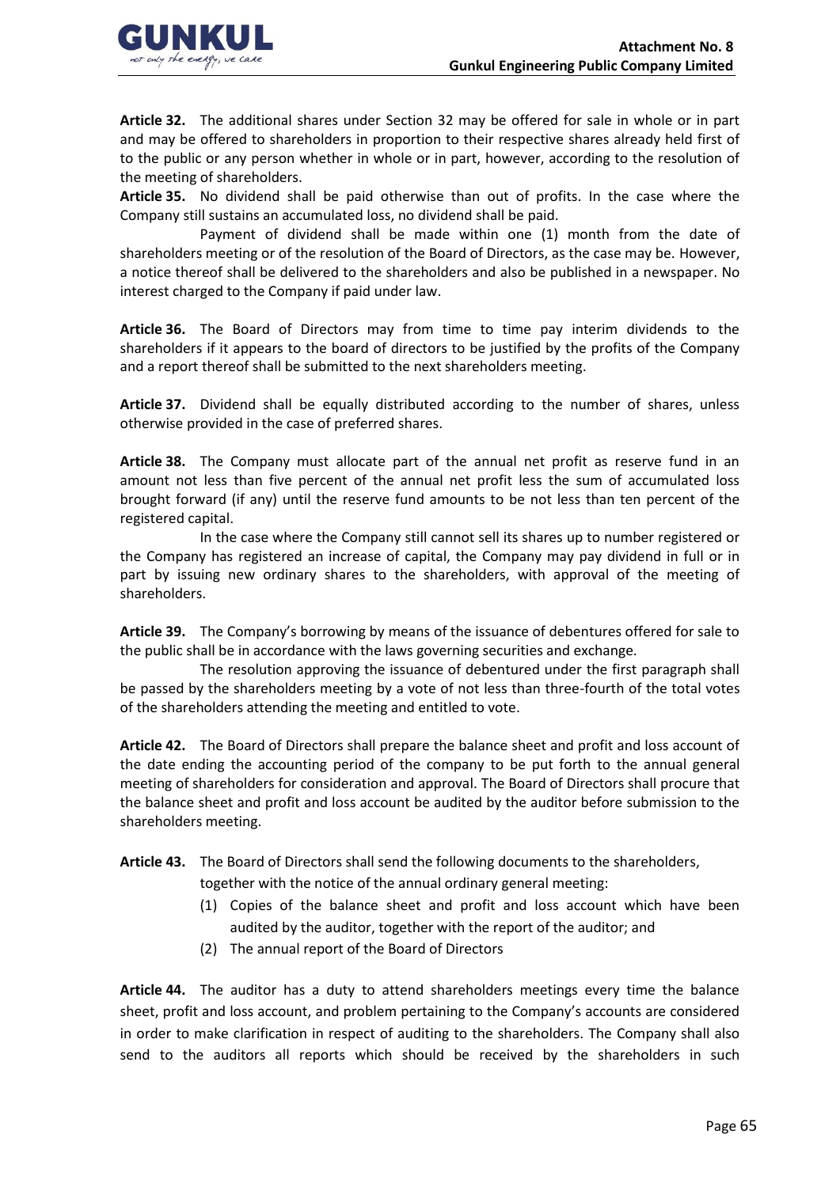**Article 32.** The additional shares under Section 32 may be offered for sale in whole or in part and may be offered to shareholders in proportion to their respective shares already held first of to the public or any person whether in whole or in part, however, according to the resolution of the meeting of shareholders.

**Article 35.** No dividend shall be paid otherwise than out of profits. In the case where the Company still sustains an accumulated loss, no dividend shall be paid.

Payment of dividend shall be made within one (1) month from the date of shareholders meeting or of the resolution of the Board of Directors, as the case may be. However, a notice thereof shall be delivered to the shareholders and also be published in a newspaper. No interest charged to the Company if paid under law.

**Article 36.** The Board of Directors may from time to time pay interim dividends to the shareholders if it appears to the board of directors to be justified by the profits of the Company and a report thereof shall be submitted to the next shareholders meeting.

**Article 37.** Dividend shall be equally distributed according to the number of shares, unless otherwise provided in the case of preferred shares.

**Article 38.** The Company must allocate part of the annual net profit as reserve fund in an amount not less than five percent of the annual net profit less the sum of accumulated loss brought forward (if any) until the reserve fund amounts to be not less than ten percent of the registered capital.

In the case where the Company still cannot sell its shares up to number registered or the Company has registered an increase of capital, the Company may pay dividend in full or in part by issuing new ordinary shares to the shareholders, with approval of the meeting of shareholders.

**Article 39.** The Company's borrowing by means of the issuance of debentures offered for sale to the public shall be in accordance with the laws governing securities and exchange.

The resolution approving the issuance of debentured under the first paragraph shall be passed by the shareholders meeting by a vote of not less than three-fourth of the total votes of the shareholders attending the meeting and entitled to vote.

**Article 42.** The Board of Directors shall prepare the balance sheet and profit and loss account of the date ending the accounting period of the company to be put forth to the annual general meeting of shareholders for consideration and approval. The Board of Directors shall procure that the balance sheet and profit and loss account be audited by the auditor before submission to the shareholders meeting.

**Article 43.** The Board of Directors shall send the following documents to the shareholders, together with the notice of the annual ordinary general meeting:

(1) Copies of the balance sheet and profit and loss account which have been audited by the auditor, together with the report of the auditor; and

(2) The annual report of the Board of Directors

**Article 44.** The auditor has a duty to attend shareholders meetings every time the balance sheet, profit and loss account, and problem pertaining to the Company's accounts are considered in order to make clarification in respect of auditing to the shareholders. The Company shall also send to the auditors all reports which should be received by the shareholders in such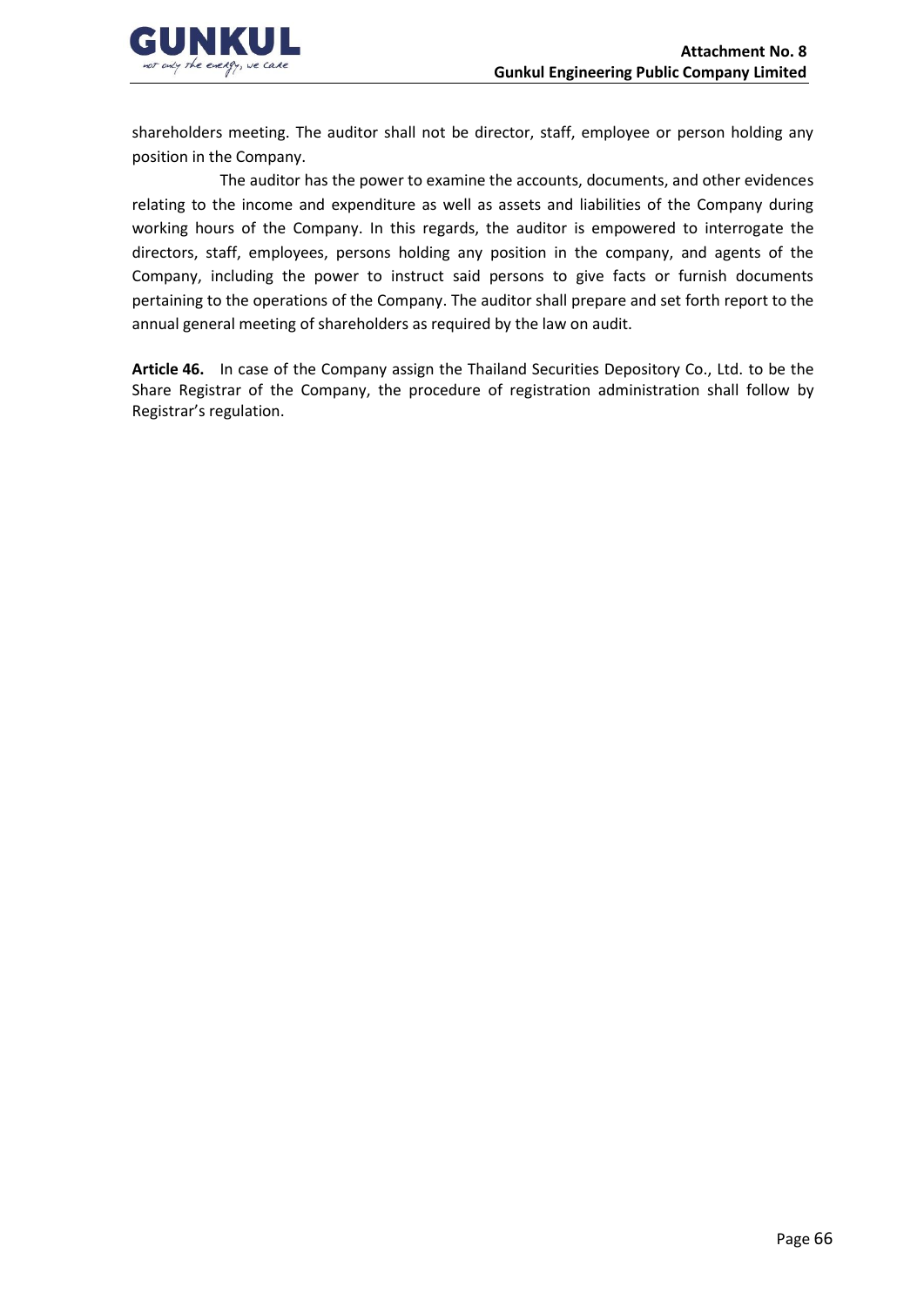shareholders meeting. The auditor shall not be director, staff, employee or person holding any position in the Company.

The auditor has the power to examine the accounts, documents, and other evidences relating to the income and expenditure as well as assets and liabilities of the Company during working hours of the Company. In this regards, the auditor is empowered to interrogate the directors, staff, employees, persons holding any position in the company, and agents of the Company, including the power to instruct said persons to give facts or furnish documents pertaining to the operations of the Company. The auditor shall prepare and set forth report to the annual general meeting of shareholders as required by the law on audit.

**Article 46.** In case of the Company assign the Thailand Securities Depository Co., Ltd. to be the Share Registrar of the Company, the procedure of registration administration shall follow by Registrar's regulation.